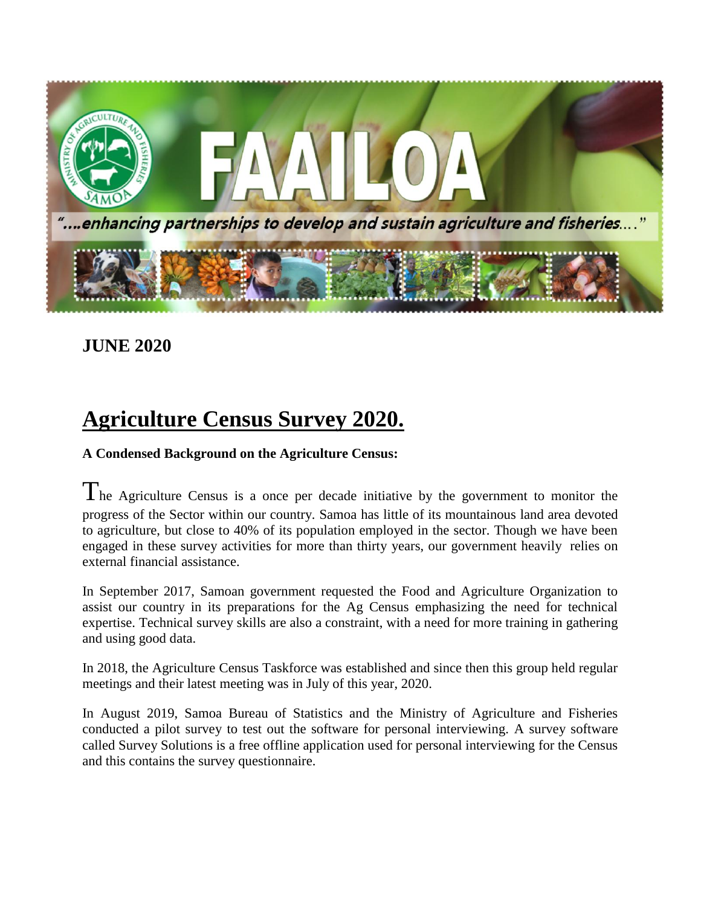# FAAILOA

*"....enhancing partnerships to develop and sustain agriculture and fisheries...."*

**JUNE 2020**

## Agriculture Census Survey 2020.

**A Condensed Background on the Agriculture Census:**

The Agriculture Census is a once per decade initiative by the government to monitor the progress of the Sector within our country. Samoa has little of its mountainous land area devoted to agriculture, but close to 40% of its population employed in the sector. Though we have been engaged in these survey activities for more than thirty years, our government heavily relies on external financial assistance.

In September 2017, Samoan government requested the Food and Agriculture Organization to assist our country in its preparations for the Ag Census emphasizing the need for technical expertise. Technical survey skills are also a constraint, with a need for more training in gathering and using good data.

In 2018, the Agriculture Census Taskforce was established and since then this group held regular meetings and their latest meeting was in July of this year, 2020.

In August 2019, Samoa Bureau of Statistics and the Ministry of Agriculture and Fisheries conducted a pilot survey to test out the software for personal interviewing. A survey software called Survey Solutions is a free offline application used for personal interviewing for the Census and this contains the survey questionnaire.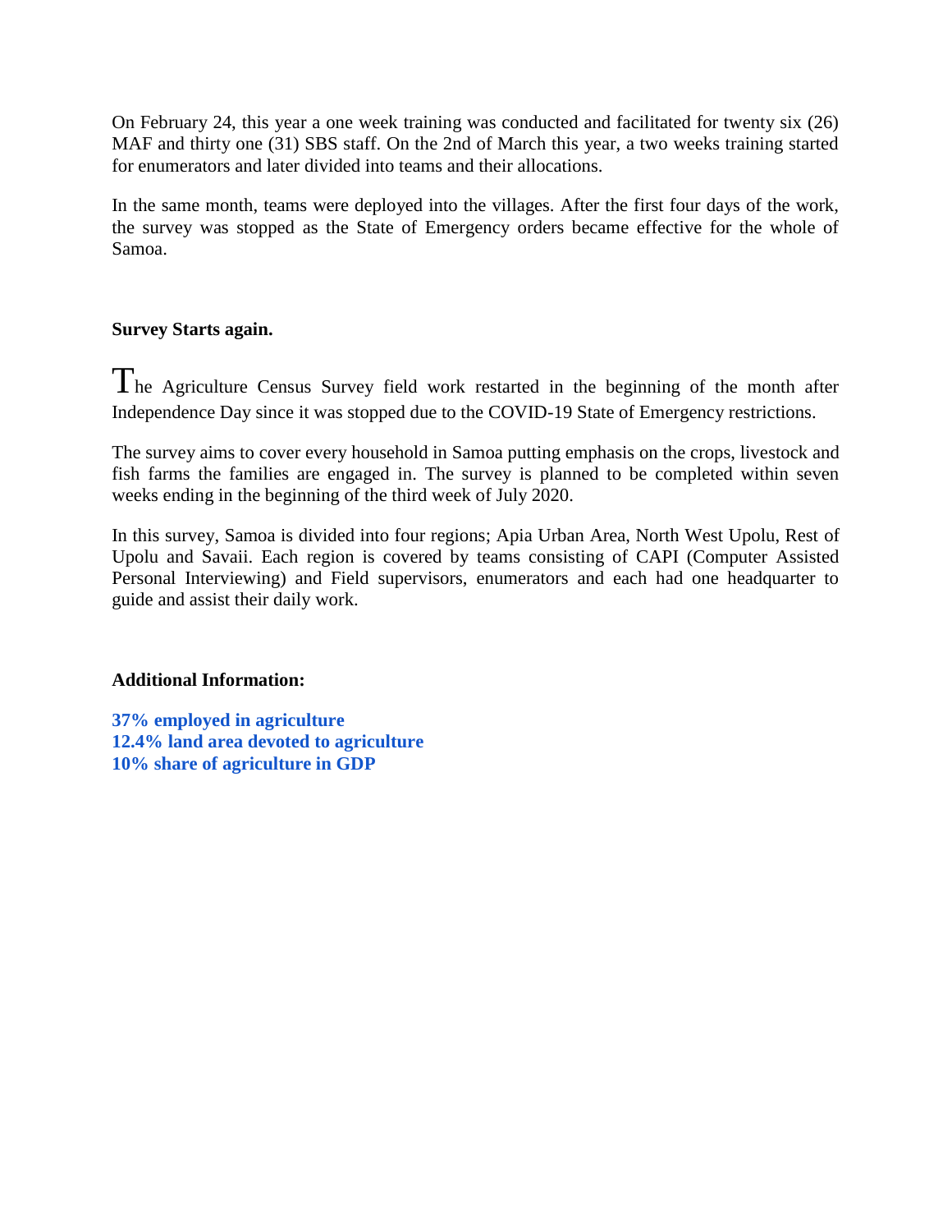On February 24, this year a one week training was conducted and facilitated for twenty six (26) MAF and thirty one (31) SBS staff. On the 2nd of March this year, a two weeks training started for enumerators and later divided into teams and their allocations.

In the same month, teams were deployed into the villages. After the first four days of the work, the survey was stopped as the State of Emergency orders became effective for the whole of Samoa.

**Survey Starts again.**

The Agriculture Census Survey field work restarted in the beginning of the month after Independence Day since it was stopped due to the COVID-19 State of Emergency restrictions.

The survey aims to cover every household in Samoa putting emphasis on the crops, livestock and fish farms the families are engaged in. The survey is planned to be completed within seven weeks ending in the beginning of the third week of July 2020.

In this survey, Samoa is divided into four regions; Apia Urban Area, North West Upolu, Rest of Upolu and Savaii. Each region is covered by teams consisting of CAPI (Computer Assisted Personal Interviewing) and Field supervisors, enumerators and each had one headquarter to guide and assist their daily work.

**Additional Information:**

**37% employed in agriculture**
**12.4% land area devoted to agriculture**
**10% share of agriculture in GDP**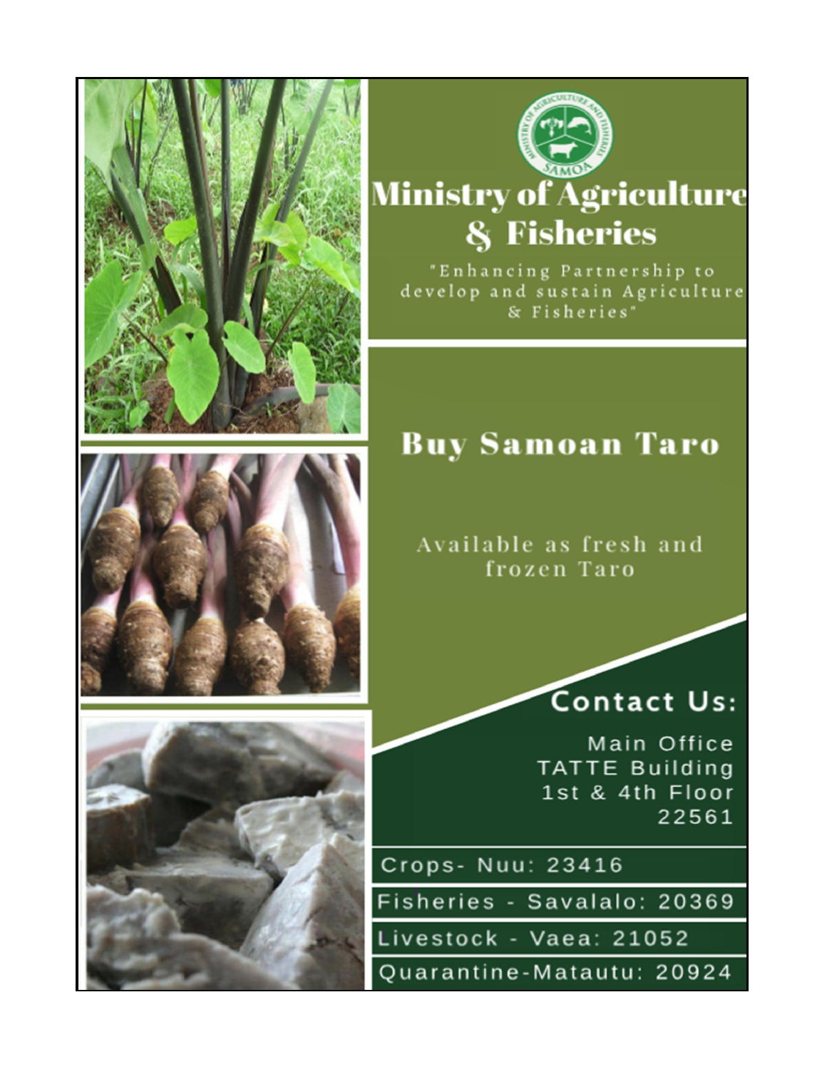# Ministry of Agriculture & Fisheries

"Enhancing Partnership to develop and sustain Agriculture & Fisheries"

## Buy Samoan Taro

Available as fresh and frozen Taro

### Contact Us:

Main Office
TATTE Building
1st & 4th Floor
22561

Crops- Nuu: 23416

Fisheries - Savalalo: 20369

Livestock - Vaea: 21052

Quarantine-Matautu: 20924